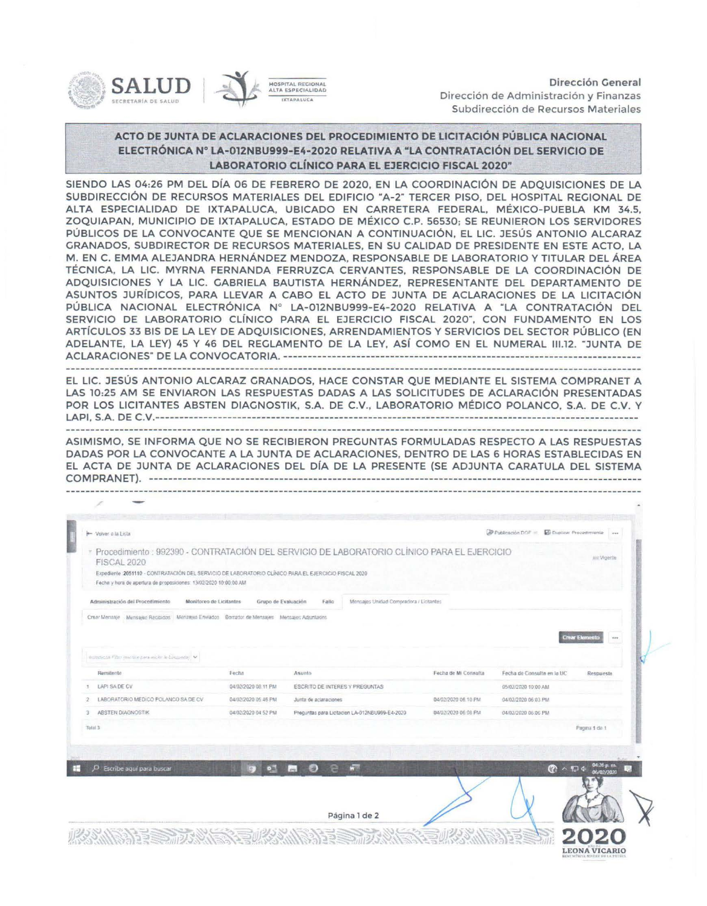Dirección General
Dirección de Administración y Finanzas
Subdirección de Recursos Materiales

## ACTO DE JUNTA DE ACLARACIONES DEL PROCEDIMIENTO DE LICITACIÓN PÚBLICA NACIONAL ELECTRÓNICA N° LA-012NBU999-E4-2020 RELATIVA A "LA CONTRATACIÓN DEL SERVICIO DE LABORATORIO CLÍNICO PARA EL EJERCICIO FISCAL 2020"

SIENDO LAS 04:26 PM DEL DÍA 06 DE FEBRERO DE 2020, EN LA COORDINACIÓN DE ADQUISICIONES DE LA SUBDIRECCIÓN DE RECURSOS MATERIALES DEL EDIFICIO "A-2" TERCER PISO, DEL HOSPITAL REGIONAL DE ALTA ESPECIALIDAD DE IXTAPALUCA, UBICADO EN CARRETERA FEDERAL, MÉXICO-PUEBLA KM 34.5, ZOQUIAPAN, MUNICIPIO DE IXTAPALUCA, ESTADO DE MÉXICO C.P. 56530; SE REUNIERON LOS SERVIDORES PÚBLICOS DE LA CONVOCANTE QUE SE MENCIONAN A CONTINUACIÓN, EL LIC. JESÚS ANTONIO ALCARAZ GRANADOS, SUBDIRECTOR DE RECURSOS MATERIALES, EN SU CALIDAD DE PRESIDENTE EN ESTE ACTO, LA M. EN C. EMMA ALEJANDRA HERNÁNDEZ MENDOZA, RESPONSABLE DE LABORATORIO Y TITULAR DEL ÁREA TÉCNICA, LA LIC. MYRNA FERNANDA FERRUZCA CERVANTES, RESPONSABLE DE LA COORDINACIÓN DE ADQUISICIONES Y LA LIC. GABRIELA BAUTISTA HERNÁNDEZ, REPRESENTANTE DEL DEPARTAMENTO DE ASUNTOS JURÍDICOS, PARA LLEVAR A CABO EL ACTO DE JUNTA DE ACLARACIONES DE LA LICITACIÓN PÚBLICA NACIONAL ELECTRÓNICA N° LA-012NBU999-E4-2020 RELATIVA A "LA CONTRATACIÓN DEL SERVICIO DE LABORATORIO CLÍNICO PARA EL EJERCICIO FISCAL 2020", CON FUNDAMENTO EN LOS ARTÍCULOS 33 BIS DE LA LEY DE ADQUISICIONES, ARRENDAMIENTOS Y SERVICIOS DEL SECTOR PÚBLICO (EN ADELANTE, LA LEY) 45 Y 46 DEL REGLAMENTO DE LA LEY, ASÍ COMO EN EL NUMERAL III.12. "JUNTA DE ACLARACIONES" DE LA CONVOCATORIA. ---------------------------------------------------------------

EL LIC. JESÚS ANTONIO ALCARAZ GRANADOS, HACE CONSTAR QUE MEDIANTE EL SISTEMA COMPRANET A LAS 10:25 AM SE ENVIARON LAS RESPUESTAS DADAS A LAS SOLICITUDES DE ACLARACIÓN PRESENTADAS POR LOS LICITANTES ABSTEN DIAGNOSTIK, S.A. DE C.V., LABORATORIO MÉDICO POLANCO, S.A. DE C.V. Y LAPI, S.A. DE C.V.---------------------------------------------------------------

ASIMISMO, SE INFORMA QUE NO SE RECIBIERON PREGUNTAS FORMULADAS RESPECTO A LAS RESPUESTAS DADAS POR LA CONVOCANTE A LA JUNTA DE ACLARACIONES, DENTRO DE LAS 6 HORAS ESTABLECIDAS EN EL ACTA DE JUNTA DE ACLARACIONES DEL DÍA DE LA PRESENTE (SE ADJUNTA CARATULA DEL SISTEMA COMPRANET). ---------------------------------------------------------------

Procedimiento : 992390 - CONTRATACIÓN DEL SERVICIO DE LABORATORIO CLÍNICO PARA EL EJERCICIO FISCAL 2020

Expediente: 2051110 - CONTRATACIÓN DEL SERVICIO DE LABORATORIO CLÍNICO PARA EL EJERCICIO FISCAL 2020

Fecha y hora de apertura de proposiciones: 13/02/2020 10:00:00 AM

| | Remitente | Fecha | Asunto | Fecha de Mi Consulta | Fecha de Consulta en la UC | Respuesta |
|---|---|---|---|---|---|---|
| 1 | LAPI SA DE CV | 04/02/2020 08:11 PM | ESCRITO DE INTERES Y PREGUNTAS | | 05/02/2020 10:00 AM | |
| 2 | LABORATORIO MEDICO POLANCO SA DE CV | 04/02/2020 05:46 PM | Junta de aclaraciones | 04/02/2020 06:10 PM | 04/02/2020 06:03 PM | |
| 3 | ABSTEN DIAGNOSTIK | 04/02/2020 04:52 PM | Preguntas para Licitacion LA-012NBU999-E4-2020 | 04/02/2020 06:08 PM | 04/02/2020 06:06 PM | |

Total 3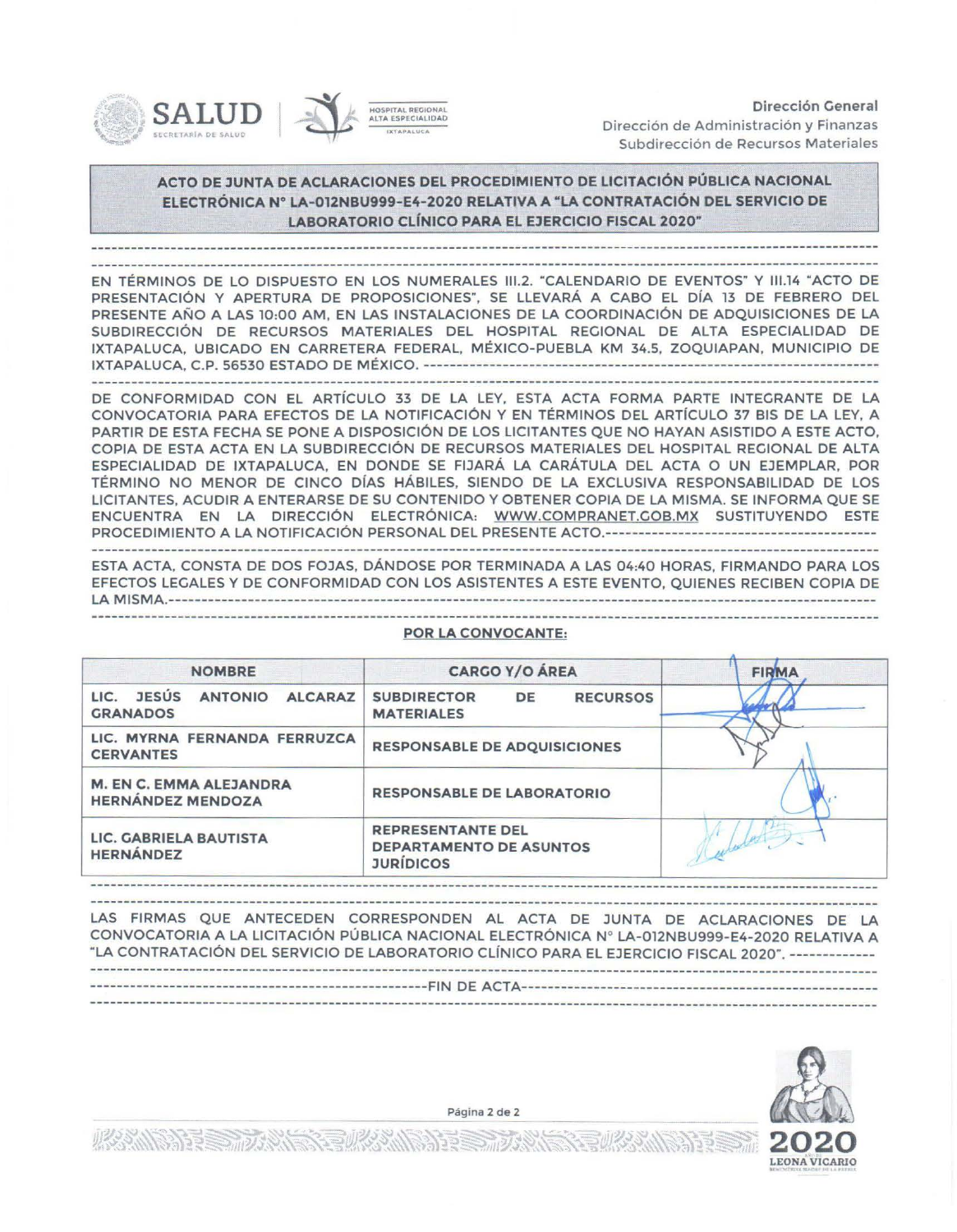**ACTO DE JUNTA DE ACLARACIONES DEL PROCEDIMIENTO DE LICITACIÓN PÚBLICA NACIONAL ELECTRÓNICA N° LA-012NBU999-E4-2020 RELATIVA A "LA CONTRATACIÓN DEL SERVICIO DE LABORATORIO CLÍNICO PARA EL EJERCICIO FISCAL 2020"**

EN TÉRMINOS DE LO DISPUESTO EN LOS NUMERALES III.2. "CALENDARIO DE EVENTOS" Y III.14 "ACTO DE PRESENTACIÓN Y APERTURA DE PROPOSICIONES", SE LLEVARÁ A CABO EL DÍA 13 DE FEBRERO DEL PRESENTE AÑO A LAS 10:00 AM, EN LAS INSTALACIONES DE LA COORDINACIÓN DE ADQUISICIONES DE LA SUBDIRECCIÓN DE RECURSOS MATERIALES DEL HOSPITAL REGIONAL DE ALTA ESPECIALIDAD DE IXTAPALUCA, UBICADO EN CARRETERA FEDERAL, MÉXICO-PUEBLA KM 34.5, ZOQUIAPAN, MUNICIPIO DE IXTAPALUCA, C.P. 56530 ESTADO DE MÉXICO.

DE CONFORMIDAD CON EL ARTÍCULO 33 DE LA LEY, ESTA ACTA FORMA PARTE INTEGRANTE DE LA CONVOCATORIA PARA EFECTOS DE LA NOTIFICACIÓN Y EN TÉRMINOS DEL ARTÍCULO 37 BIS DE LA LEY, A PARTIR DE ESTA FECHA SE PONE A DISPOSICIÓN DE LOS LICITANTES QUE NO HAYAN ASISTIDO A ESTE ACTO, COPIA DE ESTA ACTA EN LA SUBDIRECCIÓN DE RECURSOS MATERIALES DEL HOSPITAL REGIONAL DE ALTA ESPECIALIDAD DE IXTAPALUCA, EN DONDE SE FIJARÁ LA CARÁTULA DEL ACTA O UN EJEMPLAR, POR TÉRMINO NO MENOR DE CINCO DÍAS HÁBILES, SIENDO DE LA EXCLUSIVA RESPONSABILIDAD DE LOS LICITANTES, ACUDIR A ENTERARSE DE SU CONTENIDO Y OBTENER COPIA DE LA MISMA. SE INFORMA QUE SE ENCUENTRA EN LA DIRECCIÓN ELECTRÓNICA: WWW.COMPRANET.GOB.MX SUSTITUYENDO ESTE PROCEDIMIENTO A LA NOTIFICACIÓN PERSONAL DEL PRESENTE ACTO.

ESTA ACTA, CONSTA DE DOS FOJAS, DÁNDOSE POR TERMINADA A LAS 04:40 HORAS, FIRMANDO PARA LOS EFECTOS LEGALES Y DE CONFORMIDAD CON LOS ASISTENTES A ESTE EVENTO, QUIENES RECIBEN COPIA DE LA MISMA.

**POR LA CONVOCANTE:**

| NOMBRE | CARGO Y/O ÁREA | FIRMA |
|---|---|---|
| LIC. JESÚS ANTONIO ALCARAZ GRANADOS | SUBDIRECTOR DE RECURSOS MATERIALES | |
| LIC. MYRNA FERNANDA FERRUZCA CERVANTES | RESPONSABLE DE ADQUISICIONES | |
| M. EN C. EMMA ALEJANDRA HERNÁNDEZ MENDOZA | RESPONSABLE DE LABORATORIO | |
| LIC. GABRIELA BAUTISTA HERNÁNDEZ | REPRESENTANTE DEL DEPARTAMENTO DE ASUNTOS JURÍDICOS | |

LAS FIRMAS QUE ANTECEDEN CORRESPONDEN AL ACTA DE JUNTA DE ACLARACIONES DE LA CONVOCATORIA A LA LICITACIÓN PÚBLICA NACIONAL ELECTRÓNICA N° LA-012NBU999-E4-2020 RELATIVA A "LA CONTRATACIÓN DEL SERVICIO DE LABORATORIO CLÍNICO PARA EL EJERCICIO FISCAL 2020".

FIN DE ACTA